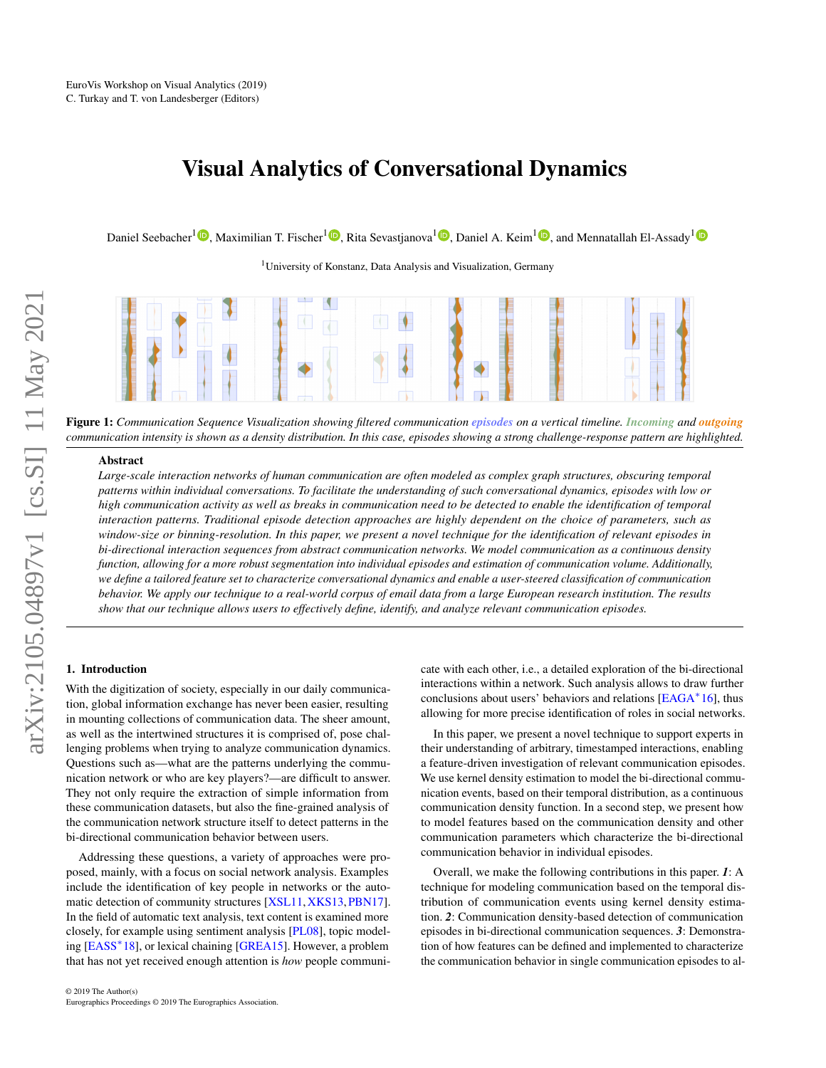# Visual Analytics of Conversational Dynamics

Daniel Seebacher[1], Maximilian T. Fischer[1], Rita Sevastjanova[1], Daniel A. Keim[1], and Mennatallah El-Assady[1]

[1]University of Konstanz, Data Analysis and Visualization, Germany

**Figure 1:** *Communication Sequence Visualization showing filtered communication episodes on a vertical timeline. Incoming and outgoing communication intensity is shown as a density distribution. In this case, episodes showing a strong challenge-response pattern are highlighted.*

## Abstract

*Large-scale interaction networks of human communication are often modeled as complex graph structures, obscuring temporal patterns within individual conversations. To facilitate the understanding of such conversational dynamics, episodes with low or high communication activity as well as breaks in communication need to be detected to enable the identification of temporal interaction patterns. Traditional episode detection approaches are highly dependent on the choice of parameters, such as window-size or binning-resolution. In this paper, we present a novel technique for the identification of relevant episodes in bi-directional interaction sequences from abstract communication networks. We model communication as a continuous density function, allowing for a more robust segmentation into individual episodes and estimation of communication volume. Additionally, we define a tailored feature set to characterize conversational dynamics and enable a user-steered classification of communication behavior. We apply our technique to a real-world corpus of email data from a large European research institution. The results show that our technique allows users to effectively define, identify, and analyze relevant communication episodes.*

## 1. Introduction

With the digitization of society, especially in our daily communication, global information exchange has never been easier, resulting in mounting collections of communication data. The sheer amount, as well as the intertwined structures it is comprised of, pose challenging problems when trying to analyze communication dynamics. Questions such as—what are the patterns underlying the communication network or who are key players?—are difficult to answer. They not only require the extraction of simple information from these communication datasets, but also the fine-grained analysis of the communication network structure itself to detect patterns in the bi-directional communication behavior between users.

Addressing these questions, a variety of approaches were proposed, mainly, with a focus on social network analysis. Examples include the identification of key people in networks or the automatic detection of community structures [XSL11, XKS13, PBN17]. In the field of automatic text analysis, text content is examined more closely, for example using sentiment analysis [PL08], topic modeling [EASS*18], or lexical chaining [GREA15]. However, a problem that has not yet received enough attention is *how* people communicate with each other, i.e., a detailed exploration of the bi-directional interactions within a network. Such analysis allows to draw further conclusions about users' behaviors and relations [EAGA*16], thus allowing for more precise identification of roles in social networks.

In this paper, we present a novel technique to support experts in their understanding of arbitrary, timestamped interactions, enabling a feature-driven investigation of relevant communication episodes. We use kernel density estimation to model the bi-directional communication events, based on their temporal distribution, as a continuous communication density function. In a second step, we present how to model features based on the communication density and other communication parameters which characterize the bi-directional communication behavior in individual episodes.

Overall, we make the following contributions in this paper. ***1***: A technique for modeling communication based on the temporal distribution of communication events using kernel density estimation. ***2***: Communication density-based detection of communication episodes in bi-directional communication sequences. ***3***: Demonstration of how features can be defined and implemented to characterize the communication behavior in single communication episodes to al-

© 2019 The Author(s)
Eurographics Proceedings © 2019 The Eurographics Association.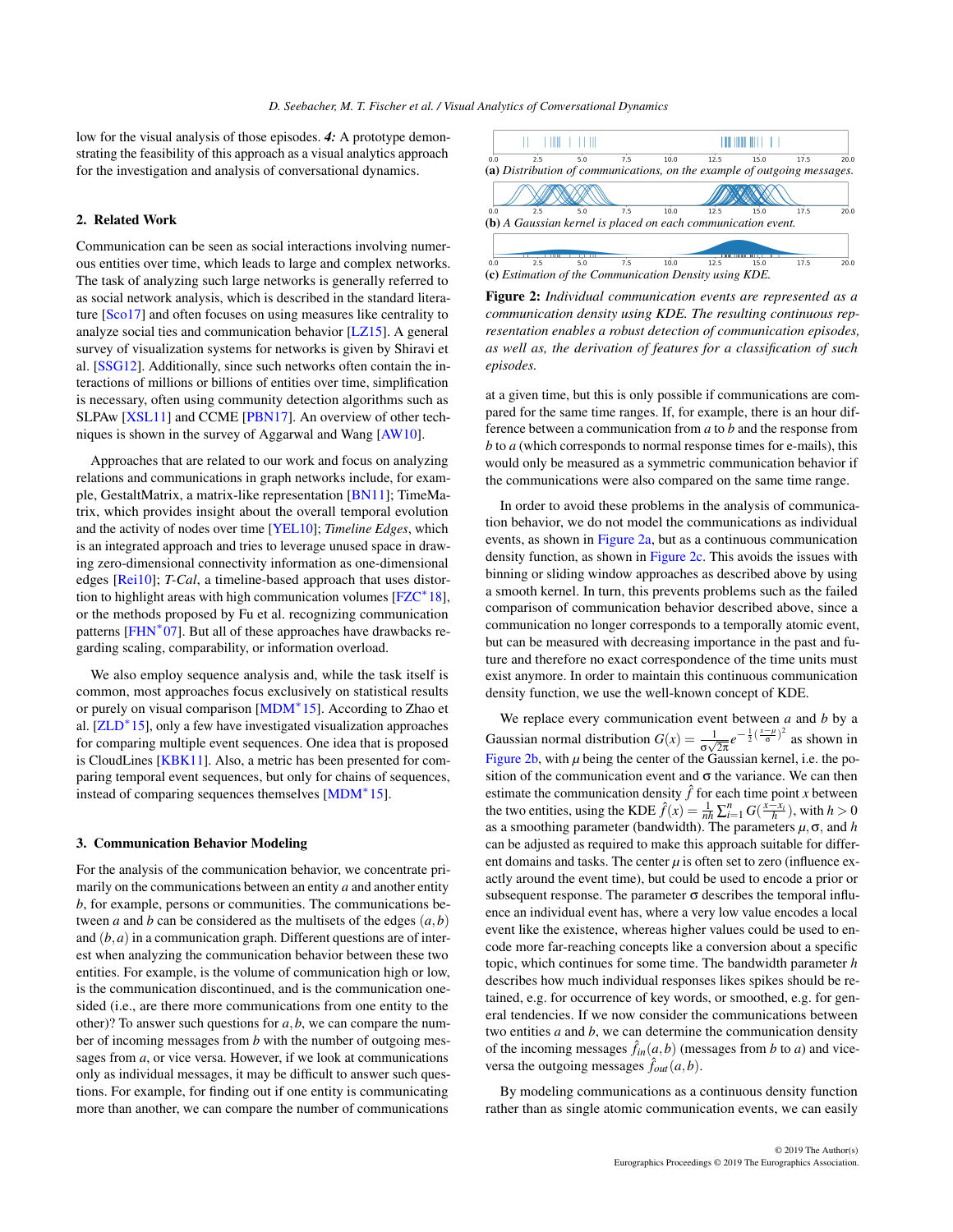low for the visual analysis of those episodes. ***4:*** A prototype demonstrating the feasibility of this approach as a visual analytics approach for the investigation and analysis of conversational dynamics.

## 2. Related Work

Communication can be seen as social interactions involving numerous entities over time, which leads to large and complex networks. The task of analyzing such large networks is generally referred to as social network analysis, which is described in the standard literature [Sco17] and often focuses on using measures like centrality to analyze social ties and communication behavior [LZ15]. A general survey of visualization systems for networks is given by Shiravi et al. [SSG12]. Additionally, since such networks often contain the interactions of millions or billions of entities over time, simplification is necessary, often using community detection algorithms such as SLPAw [XSL11] and CCME [PBN17]. An overview of other techniques is shown in the survey of Aggarwal and Wang [AW10].

Approaches that are related to our work and focus on analyzing relations and communications in graph networks include, for example, GestaltMatrix, a matrix-like representation [BN11]; TimeMatrix, which provides insight about the overall temporal evolution and the activity of nodes over time [YEL10]; *Timeline Edges*, which is an integrated approach and tries to leverage unused space in drawing zero-dimensional connectivity information as one-dimensional edges [Rei10]; *T-Cal*, a timeline-based approach that uses distortion to highlight areas with high communication volumes [FZC*18], or the methods proposed by Fu et al. recognizing communication patterns [FHN*07]. But all of these approaches have drawbacks regarding scaling, comparability, or information overload.

We also employ sequence analysis and, while the task itself is common, most approaches focus exclusively on statistical results or purely on visual comparison [MDM*15]. According to Zhao et al. [ZLD*15], only a few have investigated visualization approaches for comparing multiple event sequences. One idea that is proposed is CloudLines [KBK11]. Also, a metric has been presented for comparing temporal event sequences, but only for chains of sequences, instead of comparing sequences themselves [MDM*15].

## 3. Communication Behavior Modeling

For the analysis of the communication behavior, we concentrate primarily on the communications between an entity $a$ and another entity $b$, for example, persons or communities. The communications between $a$ and $b$ can be considered as the multisets of the edges $(a,b)$ and $(b,a)$ in a communication graph. Different questions are of interest when analyzing the communication behavior between these two entities. For example, is the volume of communication high or low, is the communication discontinued, and is the communication one-sided (i.e., are there more communications from one entity to the other)? To answer such questions for $a,b$, we can compare the number of incoming messages from $b$ with the number of outgoing messages from $a$, or vice versa. However, if we look at communications only as individual messages, it may be difficult to answer such questions. For example, for finding out if one entity is communicating more than another, we can compare the number of communications at a given time, but this is only possible if communications are compared for the same time ranges. If, for example, there is an hour difference between a communication from $a$ to $b$ and the response from $b$ to $a$ (which corresponds to normal response times for e-mails), this would only be measured as a symmetric communication behavior if the communications were also compared on the same time range.

(a) *Distribution of communications, on the example of outgoing messages.*

(b) *A Gaussian kernel is placed on each communication event.*

(c) *Estimation of the Communication Density using KDE.*

**Figure 2:** *Individual communication events are represented as a communication density using KDE. The resulting continuous representation enables a robust detection of communication episodes, as well as, the derivation of features for a classification of such episodes.*

In order to avoid these problems in the analysis of communication behavior, we do not model the communications as individual events, as shown in Figure 2a, but as a continuous communication density function, as shown in Figure 2c. This avoids the issues with binning or sliding window approaches as described above by using a smooth kernel. In turn, this prevents problems such as the failed comparison of communication behavior described above, since a communication no longer corresponds to a temporally atomic event, but can be measured with decreasing importance in the past and future and therefore no exact correspondence of the time units must exist anymore. In order to maintain this continuous communication density function, we use the well-known concept of KDE.

We replace every communication event between $a$ and $b$ by a Gaussian normal distribution $G(x) = \frac{1}{\sigma\sqrt{2\pi}} e^{-\frac{1}{2}\left(\frac{x-\mu}{\sigma}\right)^2}$ as shown in Figure 2b, with $\mu$ being the center of the Gaussian kernel, i.e. the position of the communication event and $\sigma$ the variance. We can then estimate the communication density $\hat{f}$ for each time point $x$ between the two entities, using the KDE $\hat{f}(x) = \frac{1}{nh}\sum_{i=1}^{n} G(\frac{x-x_i}{h})$, with $h > 0$ as a smoothing parameter (bandwidth). The parameters $\mu, \sigma$, and $h$ can be adjusted as required to make this approach suitable for different domains and tasks. The center $\mu$ is often set to zero (influence exactly around the event time), but could be used to encode a prior or subsequent response. The parameter $\sigma$ describes the temporal influence an individual event has, where a very low value encodes a local event like the existence, whereas higher values could be used to encode more far-reaching concepts like a conversion about a specific topic, which continues for some time. The bandwidth parameter $h$ describes how much individual responses likes spikes should be retained, e.g. for occurrence of key words, or smoothed, e.g. for general tendencies. If we now consider the communications between two entities $a$ and $b$, we can determine the communication density of the incoming messages $\hat{f}_{in}(a,b)$ (messages from $b$ to $a$) and vice-versa the outgoing messages $\hat{f}_{out}(a,b)$.

By modeling communications as a continuous density function rather than as single atomic communication events, we can easily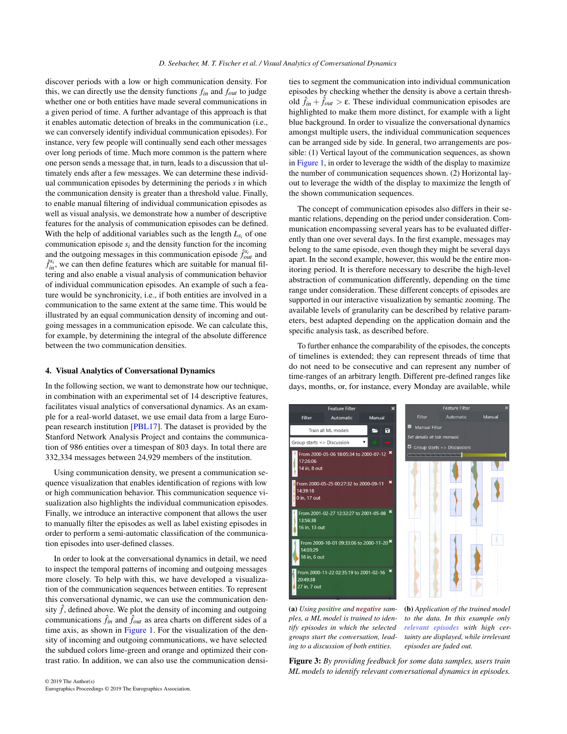discover periods with a low or high communication density. For this, we can directly use the density functions $f_{in}$ and $f_{out}$ to judge whether one or both entities have made several communications in a given period of time. A further advantage of this approach is that it enables automatic detection of breaks in the communication (i.e., we can conversely identify individual communication episodes). For instance, very few people will continually send each other messages over long periods of time. Much more common is the pattern where one person sends a message that, in turn, leads to a discussion that ultimately ends after a few messages. We can determine these individual communication episodes by determining the periods $s$ in which the communication density is greater than a threshold value. Finally, to enable manual filtering of individual communication episodes as well as visual analysis, we demonstrate how a number of descriptive features for the analysis of communication episodes can be defined. With the help of additional variables such as the length $L_{s_i}$ of one communication episode $s_i$ and the density function for the incoming and the outgoing messages in this communication episode $\hat{f}_{out}^{s_i}$ and $\hat{f}_{in}^{s_i}$, we can then define features which are suitable for manual filtering and also enable a visual analysis of communication behavior of individual communication episodes. An example of such a feature would be synchronicity, i.e., if both entities are involved in a communication to the same extent at the same time. This would be illustrated by an equal communication density of incoming and outgoing messages in a communication episode. We can calculate this, for example, by determining the integral of the absolute difference between the two communication densities.

## 4. Visual Analytics of Conversational Dynamics

In the following section, we want to demonstrate how our technique, in combination with an experimental set of 14 descriptive features, facilitates visual analytics of conversational dynamics. As an example for a real-world dataset, we use email data from a large European research institution [PBL17]. The dataset is provided by the Stanford Network Analysis Project and contains the communication of 986 entities over a timespan of 803 days. In total there are 332,334 messages between 24,929 members of the institution.

Using communication density, we present a communication sequence visualization that enables identification of regions with low or high communication behavior. This communication sequence visualization also highlights the individual communication episodes. Finally, we introduce an interactive component that allows the user to manually filter the episodes as well as label existing episodes in order to perform a semi-automatic classification of the communication episodes into user-defined classes.

In order to look at the conversational dynamics in detail, we need to inspect the temporal patterns of incoming and outgoing messages more closely. To help with this, we have developed a visualization of the communication sequences between entities. To represent this conversational dynamic, we can use the communication density $\hat{f}$, defined above. We plot the density of incoming and outgoing communications $\hat{f}_{in}$ and $\hat{f}_{out}$ as area charts on different sides of a time axis, as shown in Figure 1. For the visualization of the density of incoming and outgoing communications, we have selected the subdued colors lime-green and orange and optimized their contrast ratio. In addition, we can also use the communication densities to segment the communication into individual communication episodes by checking whether the density is above a certain threshold $\hat{f}_{in} + \hat{f}_{out} > \varepsilon$. These individual communication episodes are highlighted to make them more distinct, for example with a light blue background. In order to visualize the conversational dynamics amongst multiple users, the individual communication sequences can be arranged side by side. In general, two arrangements are possible: (1) Vertical layout of the communication sequences, as shown in Figure 1, in order to leverage the width of the display to maximize the number of communication sequences shown. (2) Horizontal layout to leverage the width of the display to maximize the length of the shown communication sequences.

The concept of communication episodes also differs in their semantic relations, depending on the period under consideration. Communication encompassing several years has to be evaluated differently than one over several days. In the first example, messages may belong to the same episode, even though they might be several days apart. In the second example, however, this would be the entire monitoring period. It is therefore necessary to describe the high-level abstraction of communication differently, depending on the time range under consideration. These different concepts of episodes are supported in our interactive visualization by semantic zooming. The available levels of granularity can be described by relative parameters, best adapted depending on the application domain and the specific analysis task, as described before.

To further enhance the comparability of the episodes, the concepts of timelines is extended; they can represent threads of time that do not need to be consecutive and can represent any number of time-ranges of an arbitrary length. Different pre-defined ranges like days, months, or, for instance, every Monday are available, while

Feature Filter
Filter
Automatic
Manual
Train all ML models
Group starts => Discussion
From 2000-05-06 18:05:34 to 2000-07-12 17:26:06
14 in, 8 out
From 2000-05-25 00:27:32 to 2000-09-11 14:39:18
0 in, 17 out
From 2001-02-27 12:32:27 to 2001-05-08 13:56:38
16 in, 13 out
From 2000-10-01 09:33:06 to 2000-11-20 14:03:29
18 in, 6 out
From 2000-11-22 02:35:19 to 2001-02-16 20:49:38
27 in, 7 out

(a) *Using **positive** and **negative** samples, a ML model is trained to identify episodes in which the selected groups start the conversation, leading to a discussion of both entities.*

Feature Filter
Filter
Automatic
Manual
Manual Filter
Set details at tab manual.
Group starts => Discussion:

(b) *Application of the trained model to the data. In this example only **relevant episodes** with high certainty are displayed, while irrelevant episodes are faded out.*

**Figure 3:** *By providing feedback for some data samples, users train ML models to identify relevant conversational dynamics in episodes.*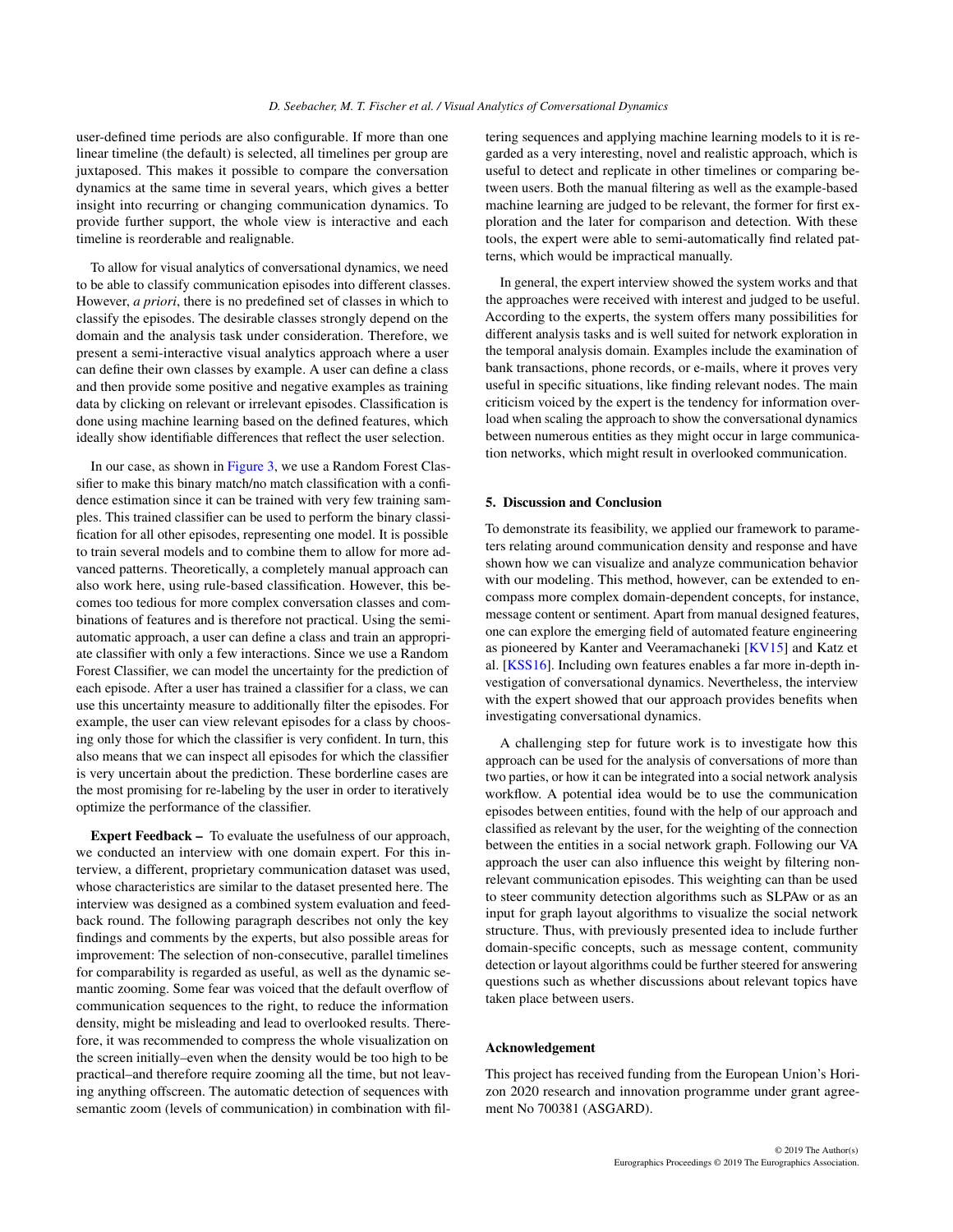user-defined time periods are also configurable. If more than one linear timeline (the default) is selected, all timelines per group are juxtaposed. This makes it possible to compare the conversation dynamics at the same time in several years, which gives a better insight into recurring or changing communication dynamics. To provide further support, the whole view is interactive and each timeline is reorderable and realignable.

To allow for visual analytics of conversational dynamics, we need to be able to classify communication episodes into different classes. However, *a priori*, there is no predefined set of classes in which to classify the episodes. The desirable classes strongly depend on the domain and the analysis task under consideration. Therefore, we present a semi-interactive visual analytics approach where a user can define their own classes by example. A user can define a class and then provide some positive and negative examples as training data by clicking on relevant or irrelevant episodes. Classification is done using machine learning based on the defined features, which ideally show identifiable differences that reflect the user selection.

In our case, as shown in Figure 3, we use a Random Forest Classifier to make this binary match/no match classification with a confidence estimation since it can be trained with very few training samples. This trained classifier can be used to perform the binary classification for all other episodes, representing one model. It is possible to train several models and to combine them to allow for more advanced patterns. Theoretically, a completely manual approach can also work here, using rule-based classification. However, this becomes too tedious for more complex conversation classes and combinations of features and is therefore not practical. Using the semi-automatic approach, a user can define a class and train an appropriate classifier with only a few interactions. Since we use a Random Forest Classifier, we can model the uncertainty for the prediction of each episode. After a user has trained a classifier for a class, we can use this uncertainty measure to additionally filter the episodes. For example, the user can view relevant episodes for a class by choosing only those for which the classifier is very confident. In turn, this also means that we can inspect all episodes for which the classifier is very uncertain about the prediction. These borderline cases are the most promising for re-labeling by the user in order to iteratively optimize the performance of the classifier.

**Expert Feedback –** To evaluate the usefulness of our approach, we conducted an interview with one domain expert. For this interview, a different, proprietary communication dataset was used, whose characteristics are similar to the dataset presented here. The interview was designed as a combined system evaluation and feedback round. The following paragraph describes not only the key findings and comments by the experts, but also possible areas for improvement: The selection of non-consecutive, parallel timelines for comparability is regarded as useful, as well as the dynamic semantic zooming. Some fear was voiced that the default overflow of communication sequences to the right, to reduce the information density, might be misleading and lead to overlooked results. Therefore, it was recommended to compress the whole visualization on the screen initially–even when the density would be too high to be practical–and therefore require zooming all the time, but not leaving anything offscreen. The automatic detection of sequences with semantic zoom (levels of communication) in combination with filtering sequences and applying machine learning models to it is regarded as a very interesting, novel and realistic approach, which is useful to detect and replicate in other timelines or comparing between users. Both the manual filtering as well as the example-based machine learning are judged to be relevant, the former for first exploration and the later for comparison and detection. With these tools, the expert were able to semi-automatically find related patterns, which would be impractical manually.

In general, the expert interview showed the system works and that the approaches were received with interest and judged to be useful. According to the experts, the system offers many possibilities for different analysis tasks and is well suited for network exploration in the temporal analysis domain. Examples include the examination of bank transactions, phone records, or e-mails, where it proves very useful in specific situations, like finding relevant nodes. The main criticism voiced by the expert is the tendency for information overload when scaling the approach to show the conversational dynamics between numerous entities as they might occur in large communication networks, which might result in overlooked communication.

## 5. Discussion and Conclusion

To demonstrate its feasibility, we applied our framework to parameters relating around communication density and response and have shown how we can visualize and analyze communication behavior with our modeling. This method, however, can be extended to encompass more complex domain-dependent concepts, for instance, message content or sentiment. Apart from manual designed features, one can explore the emerging field of automated feature engineering as pioneered by Kanter and Veeramachaneki [KV15] and Katz et al. [KSS16]. Including own features enables a far more in-depth investigation of conversational dynamics. Nevertheless, the interview with the expert showed that our approach provides benefits when investigating conversational dynamics.

A challenging step for future work is to investigate how this approach can be used for the analysis of conversations of more than two parties, or how it can be integrated into a social network analysis workflow. A potential idea would be to use the communication episodes between entities, found with the help of our approach and classified as relevant by the user, for the weighting of the connection between the entities in a social network graph. Following our VA approach the user can also influence this weight by filtering non-relevant communication episodes. This weighting can than be used to steer community detection algorithms such as SLPAw or as an input for graph layout algorithms to visualize the social network structure. Thus, with previously presented idea to include further domain-specific concepts, such as message content, community detection or layout algorithms could be further steered for answering questions such as whether discussions about relevant topics have taken place between users.

## Acknowledgement

This project has received funding from the European Union's Horizon 2020 research and innovation programme under grant agreement No 700381 (ASGARD).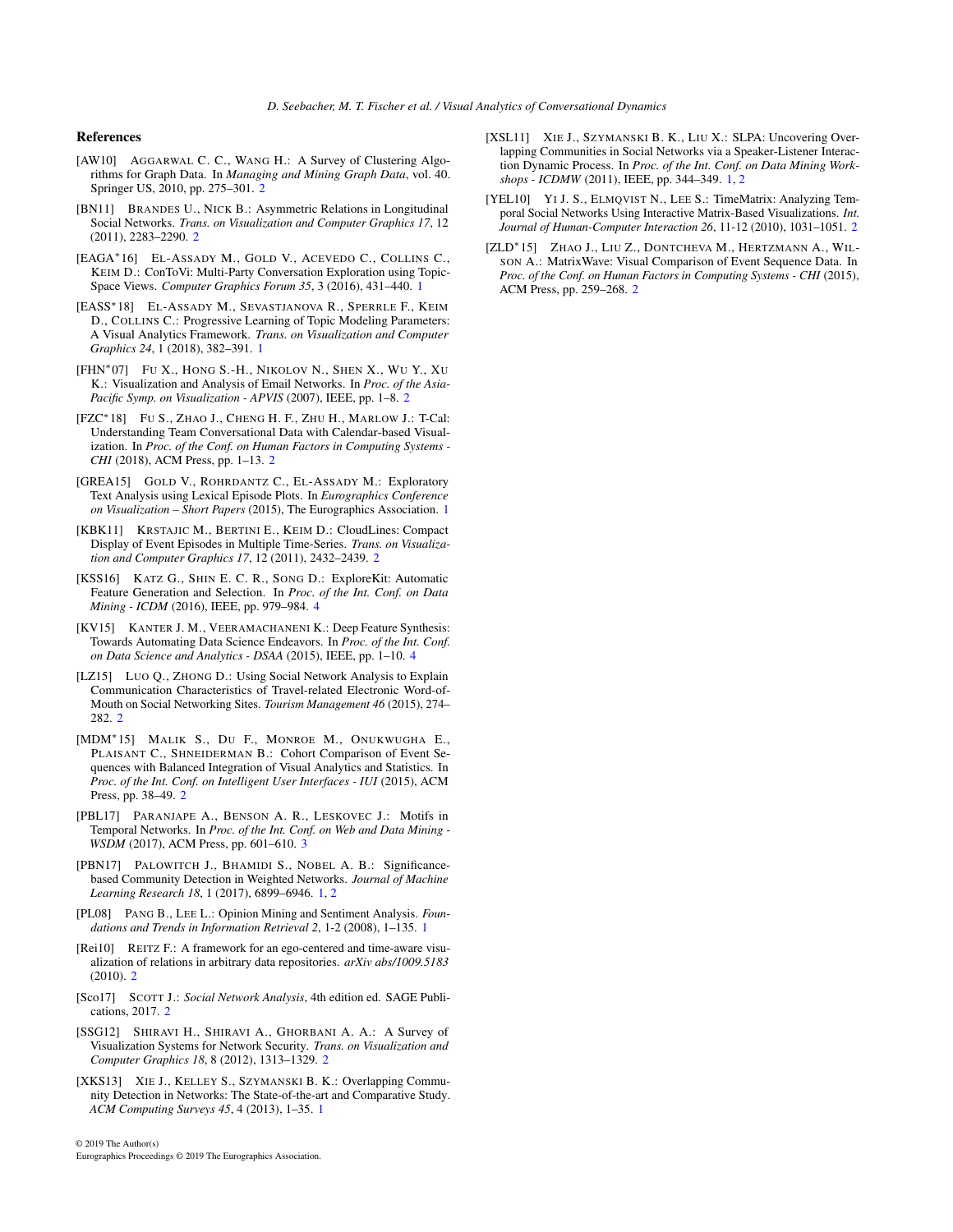## References

[AW10] AGGARWAL C. C., WANG H.: A Survey of Clustering Algorithms for Graph Data. In *Managing and Mining Graph Data*, vol. 40. Springer US, 2010, pp. 275–301. 2

[BN11] BRANDES U., NICK B.: Asymmetric Relations in Longitudinal Social Networks. *Trans. on Visualization and Computer Graphics 17*, 12 (2011), 2283–2290. 2

[EAGA*16] EL-ASSADY M., GOLD V., ACEVEDO C., COLLINS C., KEIM D.: ConToVi: Multi-Party Conversation Exploration using Topic-Space Views. *Computer Graphics Forum 35*, 3 (2016), 431–440. 1

[EASS*18] EL-ASSADY M., SEVASTJANOVA R., SPERRLE F., KEIM D., COLLINS C.: Progressive Learning of Topic Modeling Parameters: A Visual Analytics Framework. *Trans. on Visualization and Computer Graphics 24*, 1 (2018), 382–391. 1

[FHN*07] FU X., HONG S.-H., NIKOLOV N., SHEN X., WU Y., XU K.: Visualization and Analysis of Email Networks. In *Proc. of the Asia-Pacific Symp. on Visualization - APVIS* (2007), IEEE, pp. 1–8. 2

[FZC*18] FU S., ZHAO J., CHENG H. F., ZHU H., MARLOW J.: T-Cal: Understanding Team Conversational Data with Calendar-based Visualization. In *Proc. of the Conf. on Human Factors in Computing Systems - CHI* (2018), ACM Press, pp. 1–13. 2

[GREA15] GOLD V., ROHRDANTZ C., EL-ASSADY M.: Exploratory Text Analysis using Lexical Episode Plots. In *Eurographics Conference on Visualization – Short Papers* (2015), The Eurographics Association. 1

[KBK11] KRSTAJIC M., BERTINI E., KEIM D.: CloudLines: Compact Display of Event Episodes in Multiple Time-Series. *Trans. on Visualization and Computer Graphics 17*, 12 (2011), 2432–2439. 2

[KSS16] KATZ G., SHIN E. C. R., SONG D.: ExploreKit: Automatic Feature Generation and Selection. In *Proc. of the Int. Conf. on Data Mining - ICDM* (2016), IEEE, pp. 979–984. 4

[KV15] KANTER J. M., VEERAMACHANENI K.: Deep Feature Synthesis: Towards Automating Data Science Endeavors. In *Proc. of the Int. Conf. on Data Science and Analytics - DSAA* (2015), IEEE, pp. 1–10. 4

[LZ15] LUO Q., ZHONG D.: Using Social Network Analysis to Explain Communication Characteristics of Travel-related Electronic Word-of-Mouth on Social Networking Sites. *Tourism Management 46* (2015), 274–282. 2

[MDM*15] MALIK S., DU F., MONROE M., ONUKWUGHA E., PLAISANT C., SHNEIDERMAN B.: Cohort Comparison of Event Sequences with Balanced Integration of Visual Analytics and Statistics. In *Proc. of the Int. Conf. on Intelligent User Interfaces - IUI* (2015), ACM Press, pp. 38–49. 2

[PBL17] PARANJAPE A., BENSON A. R., LESKOVEC J.: Motifs in Temporal Networks. In *Proc. of the Int. Conf. on Web and Data Mining - WSDM* (2017), ACM Press, pp. 601–610. 3

[PBN17] PALOWITCH J., BHAMIDI S., NOBEL A. B.: Significance-based Community Detection in Weighted Networks. *Journal of Machine Learning Research 18*, 1 (2017), 6899–6946. 1, 2

[PL08] PANG B., LEE L.: Opinion Mining and Sentiment Analysis. *Foundations and Trends in Information Retrieval 2*, 1-2 (2008), 1–135. 1

[Rei10] REITZ F.: A framework for an ego-centered and time-aware visualization of relations in arbitrary data repositories. *arXiv abs/1009.5183* (2010). 2

[Sco17] SCOTT J.: *Social Network Analysis*, 4th edition ed. SAGE Publications, 2017. 2

[SSG12] SHIRAVI H., SHIRAVI A., GHORBANI A. A.: A Survey of Visualization Systems for Network Security. *Trans. on Visualization and Computer Graphics 18*, 8 (2012), 1313–1329. 2

[XKS13] XIE J., KELLEY S., SZYMANSKI B. K.: Overlapping Community Detection in Networks: The State-of-the-art and Comparative Study. *ACM Computing Surveys 45*, 4 (2013), 1–35. 1

[XSL11] XIE J., SZYMANSKI B. K., LIU X.: SLPA: Uncovering Overlapping Communities in Social Networks via a Speaker-Listener Interaction Dynamic Process. In *Proc. of the Int. Conf. on Data Mining Workshops - ICDMW* (2011), IEEE, pp. 344–349. 1, 2

[YEL10] YI J. S., ELMQVIST N., LEE S.: TimeMatrix: Analyzing Temporal Social Networks Using Interactive Matrix-Based Visualizations. *Int. Journal of Human-Computer Interaction 26*, 11-12 (2010), 1031–1051. 2

[ZLD*15] ZHAO J., LIU Z., DONTCHEVA M., HERTZMANN A., WILSON A.: MatrixWave: Visual Comparison of Event Sequence Data. In *Proc. of the Conf. on Human Factors in Computing Systems - CHI* (2015), ACM Press, pp. 259–268. 2

© 2019 The Author(s)
Eurographics Proceedings © 2019 The Eurographics Association.